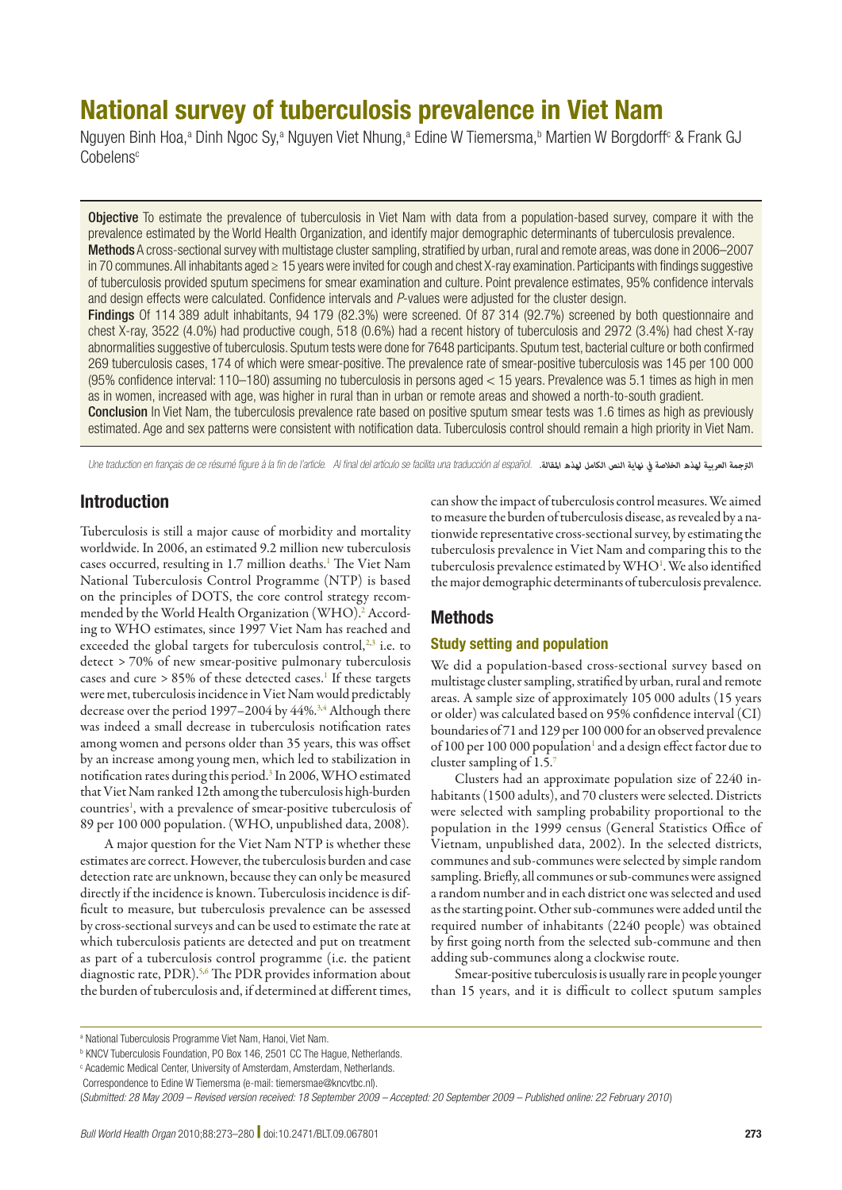# National survey of tuberculosis prevalence in Viet Nam

Nguyen Binh Hoa,[a] Dinh Ngoc Sy,[a] Nguyen Viet Nhung,[a] Edine W Tiemersma,[b] Martien W Borgdorff[c] & Frank GJ Cobelens[c]

**Objective** To estimate the prevalence of tuberculosis in Viet Nam with data from a population-based survey, compare it with the prevalence estimated by the World Health Organization, and identify major demographic determinants of tuberculosis prevalence.

**Methods** A cross-sectional survey with multistage cluster sampling, stratified by urban, rural and remote areas, was done in 2006–2007 in 70 communes. All inhabitants aged ≥ 15 years were invited for cough and chest X-ray examination. Participants with findings suggestive of tuberculosis provided sputum specimens for smear examination and culture. Point prevalence estimates, 95% confidence intervals and design effects were calculated. Confidence intervals and *P*-values were adjusted for the cluster design.

**Findings** Of 114 389 adult inhabitants, 94 179 (82.3%) were screened. Of 87 314 (92.7%) screened by both questionnaire and chest X-ray, 3522 (4.0%) had productive cough, 518 (0.6%) had a recent history of tuberculosis and 2972 (3.4%) had chest X-ray abnormalities suggestive of tuberculosis. Sputum tests were done for 7648 participants. Sputum test, bacterial culture or both confirmed 269 tuberculosis cases, 174 of which were smear-positive. The prevalence rate of smear-positive tuberculosis was 145 per 100 000 (95% confidence interval: 110–180) assuming no tuberculosis in persons aged < 15 years. Prevalence was 5.1 times as high in men as in women, increased with age, was higher in rural than in urban or remote areas and showed a north-to-south gradient.

**Conclusion** In Viet Nam, the tuberculosis prevalence rate based on positive sputum smear tests was 1.6 times as high as previously estimated. Age and sex patterns were consistent with notification data. Tuberculosis control should remain a high priority in Viet Nam.

*Une traduction en français de ce résumé figure à la fin de l'article. Al final del artículo se facilita una traducción al español.* الترجمة العربية لهذه الخلاصة في نهاية النص الكامل لهذه المقالة.

## Introduction

Tuberculosis is still a major cause of morbidity and mortality worldwide. In 2006, an estimated 9.2 million new tuberculosis cases occurred, resulting in 1.7 million deaths.[1] The Viet Nam National Tuberculosis Control Programme (NTP) is based on the principles of DOTS, the core control strategy recommended by the World Health Organization (WHO).[2] According to WHO estimates, since 1997 Viet Nam has reached and exceeded the global targets for tuberculosis control,[2,3] i.e. to detect > 70% of new smear-positive pulmonary tuberculosis cases and cure > 85% of these detected cases.[1] If these targets were met, tuberculosis incidence in Viet Nam would predictably decrease over the period 1997–2004 by 44%.[3,4] Although there was indeed a small decrease in tuberculosis notification rates among women and persons older than 35 years, this was offset by an increase among young men, which led to stabilization in notification rates during this period.[3] In 2006, WHO estimated that Viet Nam ranked 12th among the tuberculosis high-burden countries[1], with a prevalence of smear-positive tuberculosis of 89 per 100 000 population. (WHO, unpublished data, 2008).

A major question for the Viet Nam NTP is whether these estimates are correct. However, the tuberculosis burden and case detection rate are unknown, because they can only be measured directly if the incidence is known. Tuberculosis incidence is difficult to measure, but tuberculosis prevalence can be assessed by cross-sectional surveys and can be used to estimate the rate at which tuberculosis patients are detected and put on treatment as part of a tuberculosis control programme (i.e. the patient diagnostic rate, PDR).[5,6] The PDR provides information about the burden of tuberculosis and, if determined at different times, can show the impact of tuberculosis control measures. We aimed to measure the burden of tuberculosis disease, as revealed by a nationwide representative cross-sectional survey, by estimating the tuberculosis prevalence in Viet Nam and comparing this to the tuberculosis prevalence estimated by WHO[1]. We also identified the major demographic determinants of tuberculosis prevalence.

## Methods

### Study setting and population

We did a population-based cross-sectional survey based on multistage cluster sampling, stratified by urban, rural and remote areas. A sample size of approximately 105 000 adults (15 years or older) was calculated based on 95% confidence interval (CI) boundaries of 71 and 129 per 100 000 for an observed prevalence of 100 per 100 000 population[1] and a design effect factor due to cluster sampling of 1.5.[7]

Clusters had an approximate population size of 2240 inhabitants (1500 adults), and 70 clusters were selected. Districts were selected with sampling probability proportional to the population in the 1999 census (General Statistics Office of Vietnam, unpublished data, 2002). In the selected districts, communes and sub-communes were selected by simple random sampling. Briefly, all communes or sub-communes were assigned a random number and in each district one was selected and used as the starting point. Other sub-communes were added until the required number of inhabitants (2240 people) was obtained by first going north from the selected sub-commune and then adding sub-communes along a clockwise route.

Smear-positive tuberculosis is usually rare in people younger than 15 years, and it is difficult to collect sputum samples

---

[a] National Tuberculosis Programme Viet Nam, Hanoi, Viet Nam.
[b] KNCV Tuberculosis Foundation, PO Box 146, 2501 CC The Hague, Netherlands.
[c] Academic Medical Center, University of Amsterdam, Amsterdam, Netherlands.
Correspondence to Edine W Tiemersma (e-mail: tiemersmae@kncvtbc.nl).

(*Submitted: 28 May 2009 – Revised version received: 18 September 2009 – Accepted: 20 September 2009 – Published online: 22 February 2010*)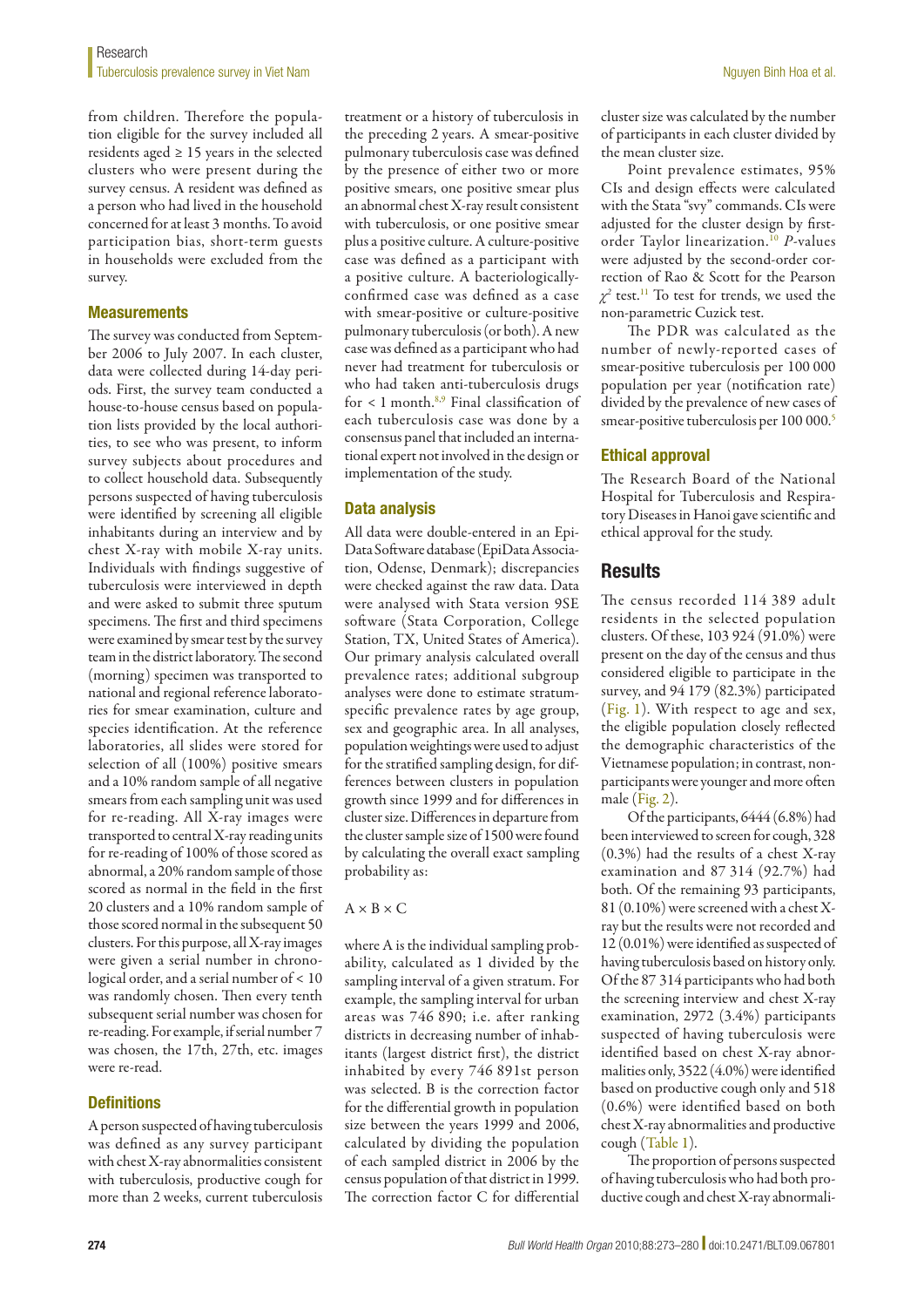from children. Therefore the population eligible for the survey included all residents aged ≥ 15 years in the selected clusters who were present during the survey census. A resident was defined as a person who had lived in the household concerned for at least 3 months. To avoid participation bias, short-term guests in households were excluded from the survey.

### Measurements

The survey was conducted from September 2006 to July 2007. In each cluster, data were collected during 14-day periods. First, the survey team conducted a house-to-house census based on population lists provided by the local authorities, to see who was present, to inform survey subjects about procedures and to collect household data. Subsequently persons suspected of having tuberculosis were identified by screening all eligible inhabitants during an interview and by chest X-ray with mobile X-ray units. Individuals with findings suggestive of tuberculosis were interviewed in depth and were asked to submit three sputum specimens. The first and third specimens were examined by smear test by the survey team in the district laboratory. The second (morning) specimen was transported to national and regional reference laboratories for smear examination, culture and species identification. At the reference laboratories, all slides were stored for selection of all (100%) positive smears and a 10% random sample of all negative smears from each sampling unit was used for re-reading. All X-ray images were transported to central X-ray reading units for re-reading of 100% of those scored as abnormal, a 20% random sample of those scored as normal in the field in the first 20 clusters and a 10% random sample of those scored normal in the subsequent 50 clusters. For this purpose, all X-ray images were given a serial number in chronological order, and a serial number of < 10 was randomly chosen. Then every tenth subsequent serial number was chosen for re-reading. For example, if serial number 7 was chosen, the 17th, 27th, etc. images were re-read.

### Definitions

A person suspected of having tuberculosis was defined as any survey participant with chest X-ray abnormalities consistent with tuberculosis, productive cough for more than 2 weeks, current tuberculosis treatment or a history of tuberculosis in the preceding 2 years. A smear-positive pulmonary tuberculosis case was defined by the presence of either two or more positive smears, one positive smear plus an abnormal chest X-ray result consistent with tuberculosis, or one positive smear plus a positive culture. A culture-positive case was defined as a participant with a positive culture. A bacteriologically-confirmed case was defined as a case with smear-positive or culture-positive pulmonary tuberculosis (or both). A new case was defined as a participant who had never had treatment for tuberculosis or who had taken anti-tuberculosis drugs for < 1 month.[8,9] Final classification of each tuberculosis case was done by a consensus panel that included an international expert not involved in the design or implementation of the study.

### Data analysis

All data were double-entered in an EpiData Software database (EpiData Association, Odense, Denmark); discrepancies were checked against the raw data. Data were analysed with Stata version 9SE software (Stata Corporation, College Station, TX, United States of America). Our primary analysis calculated overall prevalence rates; additional subgroup analyses were done to estimate stratum-specific prevalence rates by age group, sex and geographic area. In all analyses, population weightings were used to adjust for the stratified sampling design, for differences between clusters in population growth since 1999 and for differences in cluster size. Differences in departure from the cluster sample size of 1500 were found by calculating the overall exact sampling probability as:

$$A \times B \times C$$

where A is the individual sampling probability, calculated as 1 divided by the sampling interval of a given stratum. For example, the sampling interval for urban areas was 746 890; i.e. after ranking districts in decreasing number of inhabitants (largest district first), the district inhabited by every 746 891st person was selected. B is the correction factor for the differential growth in population size between the years 1999 and 2006, calculated by dividing the population of each sampled district in 2006 by the census population of that district in 1999. The correction factor C for differential cluster size was calculated by the number of participants in each cluster divided by the mean cluster size.

Point prevalence estimates, 95% CIs and design effects were calculated with the Stata "svy" commands. CIs were adjusted for the cluster design by first-order Taylor linearization.[10] *P*-values were adjusted by the second-order correction of Rao & Scott for the Pearson $\chi^2$ test.[11] To test for trends, we used the non-parametric Cuzick test.

The PDR was calculated as the number of newly-reported cases of smear-positive tuberculosis per 100 000 population per year (notification rate) divided by the prevalence of new cases of smear-positive tuberculosis per 100 000.[5]

### Ethical approval

The Research Board of the National Hospital for Tuberculosis and Respiratory Diseases in Hanoi gave scientific and ethical approval for the study.

## Results

The census recorded 114 389 adult residents in the selected population clusters. Of these, 103 924 (91.0%) were present on the day of the census and thus considered eligible to participate in the survey, and 94 179 (82.3%) participated (Fig. 1). With respect to age and sex, the eligible population closely reflected the demographic characteristics of the Vietnamese population; in contrast, non-participants were younger and more often male (Fig. 2).

Of the participants, 6444 (6.8%) had been interviewed to screen for cough, 328 (0.3%) had the results of a chest X-ray examination and 87 314 (92.7%) had both. Of the remaining 93 participants, 81 (0.10%) were screened with a chest X-ray but the results were not recorded and 12 (0.01%) were identified as suspected of having tuberculosis based on history only. Of the 87 314 participants who had both the screening interview and chest X-ray examination, 2972 (3.4%) participants suspected of having tuberculosis were identified based on chest X-ray abnormalities only, 3522 (4.0%) were identified based on productive cough only and 518 (0.6%) were identified based on both chest X-ray abnormalities and productive cough (Table 1).

The proportion of persons suspected of having tuberculosis who had both productive cough and chest X-ray abnormali-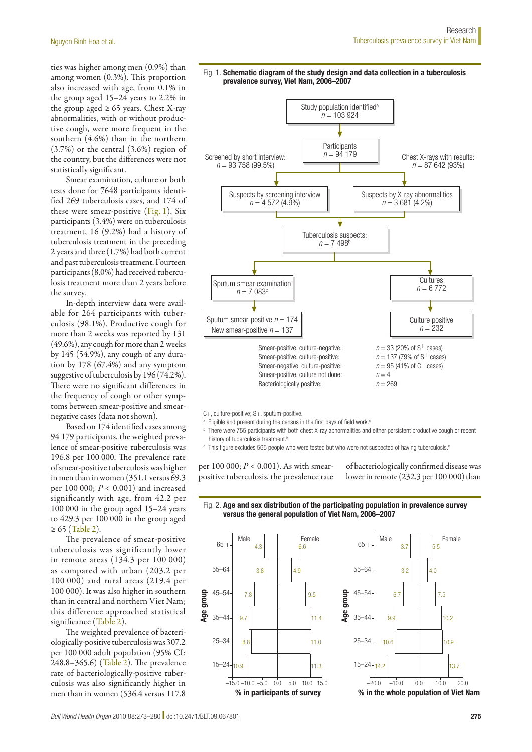ties was higher among men (0.9%) than among women (0.3%). This proportion also increased with age, from 0.1% in the group aged 15–24 years to 2.2% in the group aged ≥ 65 years. Chest X-ray abnormalities, with or without productive cough, were more frequent in the southern (4.6%) than in the northern (3.7%) or the central (3.6%) region of the country, but the differences were not statistically significant.

Smear examination, culture or both tests done for 7648 participants identified 269 tuberculosis cases, and 174 of these were smear-positive (Fig. 1). Six participants (3.4%) were on tuberculosis treatment, 16 (9.2%) had a history of tuberculosis treatment in the preceding 2 years and three (1.7%) had both current and past tuberculosis treatment. Fourteen participants (8.0%) had received tuberculosis treatment more than 2 years before the survey.

In-depth interview data were available for 264 participants with tuberculosis (98.1%). Productive cough for more than 2 weeks was reported by 131 (49.6%), any cough for more than 2 weeks by 145 (54.9%), any cough of any duration by 178 (67.4%) and any symptom suggestive of tuberculosis by 196 (74.2%). There were no significant differences in the frequency of cough or other symptoms between smear-positive and smear-negative cases (data not shown).

Based on 174 identified cases among 94 179 participants, the weighted prevalence of smear-positive tuberculosis was 196.8 per 100 000. The prevalence rate of smear-positive tuberculosis was higher in men than in women (351.1 versus 69.3 per 100 000; $P < 0.001$) and increased significantly with age, from 42.2 per 100 000 in the group aged 15–24 years to 429.3 per 100 000 in the group aged ≥ 65 (Table 2).

The prevalence of smear-positive tuberculosis was significantly lower in remote areas (134.3 per 100 000) as compared with urban (203.2 per 100 000) and rural areas (219.4 per 100 000). It was also higher in southern than in central and northern Viet Nam; this difference approached statistical significance (Table 2).

The weighted prevalence of bacteriologically-positive tuberculosis was 307.2 per 100 000 adult population (95% CI: 248.8–365.6) (Table 2). The prevalence rate of bacteriologically-positive tuberculosis was also significantly higher in men than in women (536.4 versus 117.8 per 100 000; $P < 0.001$). As with smear-positive tuberculosis, the prevalence rate of bacteriologically confirmed disease was lower in remote (232.3 per 100 000) than

Fig. 1. **Schematic diagram of the study design and data collection in a tuberculosis prevalence survey, Viet Nam, 2006–2007**

- Study population identified[a] $n$ = 103 924
- Participants $n$ = 94 179
- Screened by short interview: $n$ = 93 758 (99.5%)
- Chest X-rays with results: $n$ = 87 642 (93%)
- Suspects by screening interview $n$ = 4 572 (4.9%)
- Suspects by X-ray abnormalities $n$ = 3 681 (4.2%)
- Tuberculosis suspects: $n$ = 7 498[b]
- Sputum smear examination $n$ = 7 083[c]
- Cultures $n$ = 6 772
- Sputum smear-positive $n$ = 174; New smear-positive $n$ = 137
- Culture positive $n$ = 232

Smear-positive, culture-negative: $n$ = 33 (20% of $S^+$ cases)
Smear-positive, culture-positive: $n$ = 137 (79% of $S^+$ cases)
Smear-negative, culture-positive: $n$ = 95 (41% of $C^+$ cases)
Smear-positive, culture not done: $n$ = 4
Bacteriologically positive: $n$ = 269

C+, culture-positive; S+, sputum-positive.

[a] Eligible and present during the census in the first days of field work.

[b] There were 755 participants with both chest X-ray abnormalities and either persistent productive cough or recent history of tuberculosis treatment.

[c] This figure excludes 565 people who were tested but who were not suspected of having tuberculosis.

Fig. 2. **Age and sex distribution of the participating population in prevalence survey versus the general population of Viet Nam, 2006–2007**

| Age group | Participants of survey: Male (%) | Participants of survey: Female (%) | Whole population of Viet Nam: Male (%) | Whole population of Viet Nam: Female (%) |
|---|---|---|---|---|
| 65 + | 4.3 | 6.6 | 3.7 | 5.5 |
| 55–64 | 3.8 | 4.9 | 3.2 | 4.0 |
| 45–54 | 7.8 | 9.5 | 6.7 | 7.5 |
| 35–44 | 9.7 | 11.4 | 9.9 | 10.2 |
| 25–34 | 8.8 | 11.0 | 10.6 | 10.9 |
| 15–24 | 10.9 | 11.3 | 14.2 | 13.7 |

% in participants of survey; % in the whole population of Viet Nam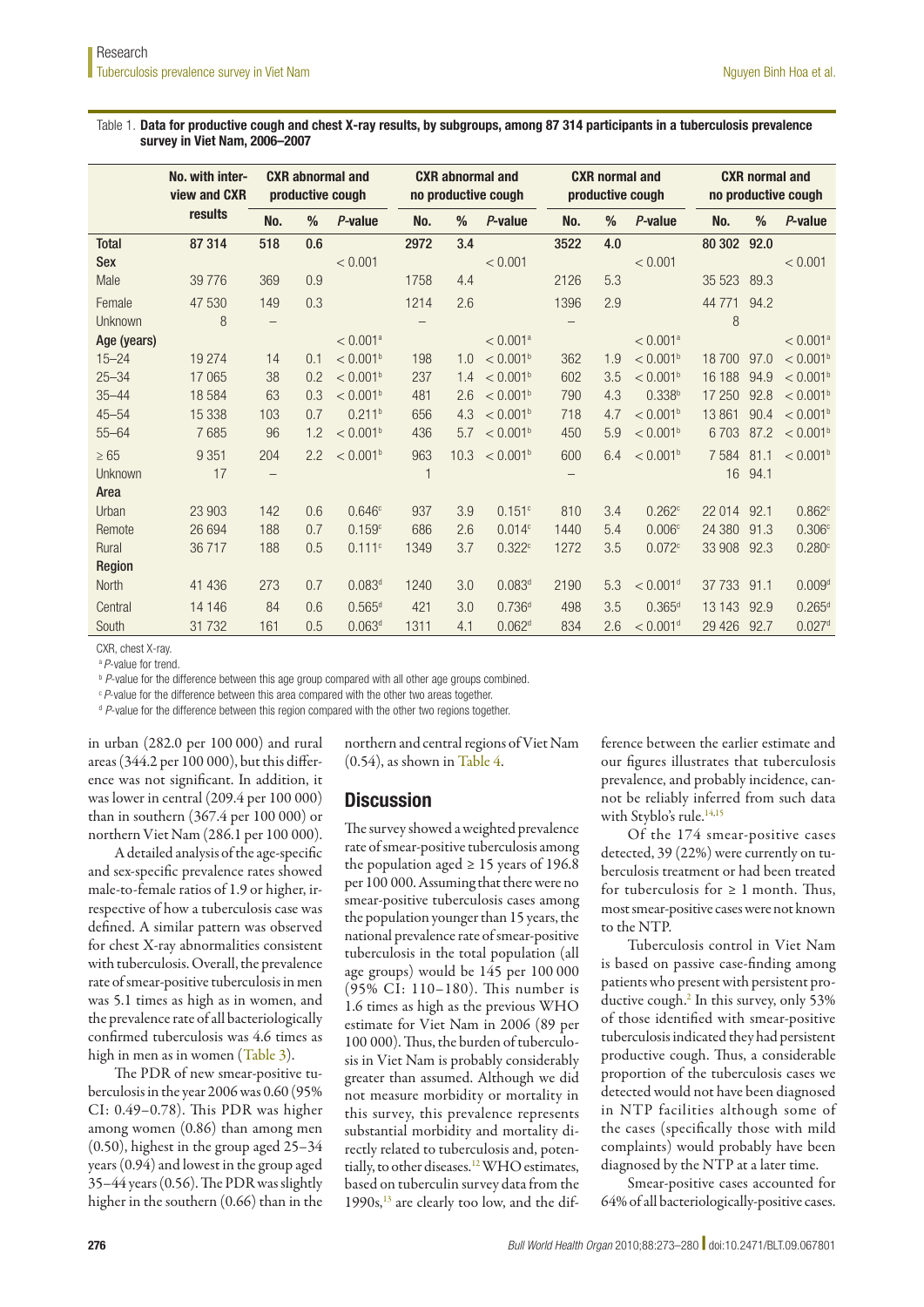Table 1. **Data for productive cough and chest X-ray results, by subgroups, among 87 314 participants in a tuberculosis prevalence survey in Viet Nam, 2006–2007**

| | No. with interview and CXR results | CXR abnormal and productive cough | | | CXR abnormal and no productive cough | | | CXR normal and productive cough | | | CXR normal and no productive cough | | |
|---|---|---|---|---|---|---|---|---|---|---|---|---|---|
| | | No. | % | *P*-value | No. | % | *P*-value | No. | % | *P*-value | No. | % | *P*-value |
| **Total** | 87 314 | 518 | 0.6 | | 2972 | 3.4 | | 3522 | 4.0 | | 80 302 | 92.0 | |
| **Sex** | | | | < 0.001 | | | < 0.001 | | | < 0.001 | | | < 0.001 |
| Male | 39 776 | 369 | 0.9 | | 1758 | 4.4 | | 2126 | 5.3 | | 35 523 | 89.3 | |
| Female | 47 530 | 149 | 0.3 | | 1214 | 2.6 | | 1396 | 2.9 | | 44 771 | 94.2 | |
| Unknown | 8 | – | | | – | | | – | | | 8 | | |
| **Age (years)** | | | | < 0.001[a] | | | < 0.001[a] | | | < 0.001[a] | | | < 0.001[a] |
| 15–24 | 19 274 | 14 | 0.1 | < 0.001[b] | 198 | 1.0 | < 0.001[b] | 362 | 1.9 | < 0.001[b] | 18 700 | 97.0 | < 0.001[b] |
| 25–34 | 17 065 | 38 | 0.2 | < 0.001[b] | 237 | 1.4 | < 0.001[b] | 602 | 3.5 | < 0.001[b] | 16 188 | 94.9 | < 0.001[b] |
| 35–44 | 18 584 | 63 | 0.3 | < 0.001[b] | 481 | 2.6 | < 0.001[b] | 790 | 4.3 | 0.338[b] | 17 250 | 92.8 | < 0.001[b] |
| 45–54 | 15 338 | 103 | 0.7 | 0.211[b] | 656 | 4.3 | < 0.001[b] | 718 | 4.7 | < 0.001[b] | 13 861 | 90.4 | < 0.001[b] |
| 55–64 | 7 685 | 96 | 1.2 | < 0.001[b] | 436 | 5.7 | < 0.001[b] | 450 | 5.9 | < 0.001[b] | 6 703 | 87.2 | < 0.001[b] |
| ≥ 65 | 9 351 | 204 | 2.2 | < 0.001[b] | 963 | 10.3 | < 0.001[b] | 600 | 6.4 | < 0.001[b] | 7 584 | 81.1 | < 0.001[b] |
| Unknown | 17 | – | | | 1 | | | – | | | 16 | 94.1 | |
| **Area** | | | | | | | | | | | | | |
| Urban | 23 903 | 142 | 0.6 | 0.646[c] | 937 | 3.9 | 0.151[c] | 810 | 3.4 | 0.262[c] | 22 014 | 92.1 | 0.862[c] |
| Remote | 26 694 | 188 | 0.7 | 0.159[c] | 686 | 2.6 | 0.014[c] | 1440 | 5.4 | 0.006[c] | 24 380 | 91.3 | 0.306[c] |
| Rural | 36 717 | 188 | 0.5 | 0.111[c] | 1349 | 3.7 | 0.322[c] | 1272 | 3.5 | 0.072[c] | 33 908 | 92.3 | 0.280[c] |
| **Region** | | | | | | | | | | | | | |
| North | 41 436 | 273 | 0.7 | 0.083[d] | 1240 | 3.0 | 0.083[d] | 2190 | 5.3 | < 0.001[d] | 37 733 | 91.1 | 0.009[d] |
| Central | 14 146 | 84 | 0.6 | 0.565[d] | 421 | 3.0 | 0.736[d] | 498 | 3.5 | 0.365[d] | 13 143 | 92.9 | 0.265[d] |
| South | 31 732 | 161 | 0.5 | 0.063[d] | 1311 | 4.1 | 0.062[d] | 834 | 2.6 | < 0.001[d] | 29 426 | 92.7 | 0.027[d] |

CXR, chest X-ray.

[a] *P*-value for trend.

[b] *P*-value for the difference between this age group compared with all other age groups combined.

[c] *P*-value for the difference between this area compared with the other two areas together.

[d] *P*-value for the difference between this region compared with the other two regions together.

in urban (282.0 per 100 000) and rural areas (344.2 per 100 000), but this difference was not significant. In addition, it was lower in central (209.4 per 100 000) than in southern (367.4 per 100 000) or northern Viet Nam (286.1 per 100 000).

A detailed analysis of the age-specific and sex-specific prevalence rates showed male-to-female ratios of 1.9 or higher, irrespective of how a tuberculosis case was defined. A similar pattern was observed for chest X-ray abnormalities consistent with tuberculosis. Overall, the prevalence rate of smear-positive tuberculosis in men was 5.1 times as high as in women, and the prevalence rate of all bacteriologically confirmed tuberculosis was 4.6 times as high in men as in women (Table 3).

The PDR of new smear-positive tuberculosis in the year 2006 was 0.60 (95% CI: 0.49–0.78). This PDR was higher among women (0.86) than among men (0.50), highest in the group aged 25–34 years (0.94) and lowest in the group aged 35–44 years (0.56). The PDR was slightly higher in the southern (0.66) than in the northern and central regions of Viet Nam (0.54), as shown in Table 4.

## Discussion

The survey showed a weighted prevalence rate of smear-positive tuberculosis among the population aged ≥ 15 years of 196.8 per 100 000. Assuming that there were no smear-positive tuberculosis cases among the population younger than 15 years, the national prevalence rate of smear-positive tuberculosis in the total population (all age groups) would be 145 per 100 000 (95% CI: 110–180). This number is 1.6 times as high as the previous WHO estimate for Viet Nam in 2006 (89 per 100 000). Thus, the burden of tuberculosis in Viet Nam is probably considerably greater than assumed. Although we did not measure morbidity or mortality in this survey, this prevalence represents substantial morbidity and mortality directly related to tuberculosis and, potentially, to other diseases.[12] WHO estimates, based on tuberculin survey data from the 1990s,[13] are clearly too low, and the difference between the earlier estimate and our figures illustrates that tuberculosis prevalence, and probably incidence, cannot be reliably inferred from such data with Styblo's rule.[14,15]

Of the 174 smear-positive cases detected, 39 (22%) were currently on tuberculosis treatment or had been treated for tuberculosis for ≥ 1 month. Thus, most smear-positive cases were not known to the NTP.

Tuberculosis control in Viet Nam is based on passive case-finding among patients who present with persistent productive cough.[2] In this survey, only 53% of those identified with smear-positive tuberculosis indicated they had persistent productive cough. Thus, a considerable proportion of the tuberculosis cases we detected would not have been diagnosed in NTP facilities although some of the cases (specifically those with mild complaints) would probably have been diagnosed by the NTP at a later time.

Smear-positive cases accounted for 64% of all bacteriologically-positive cases.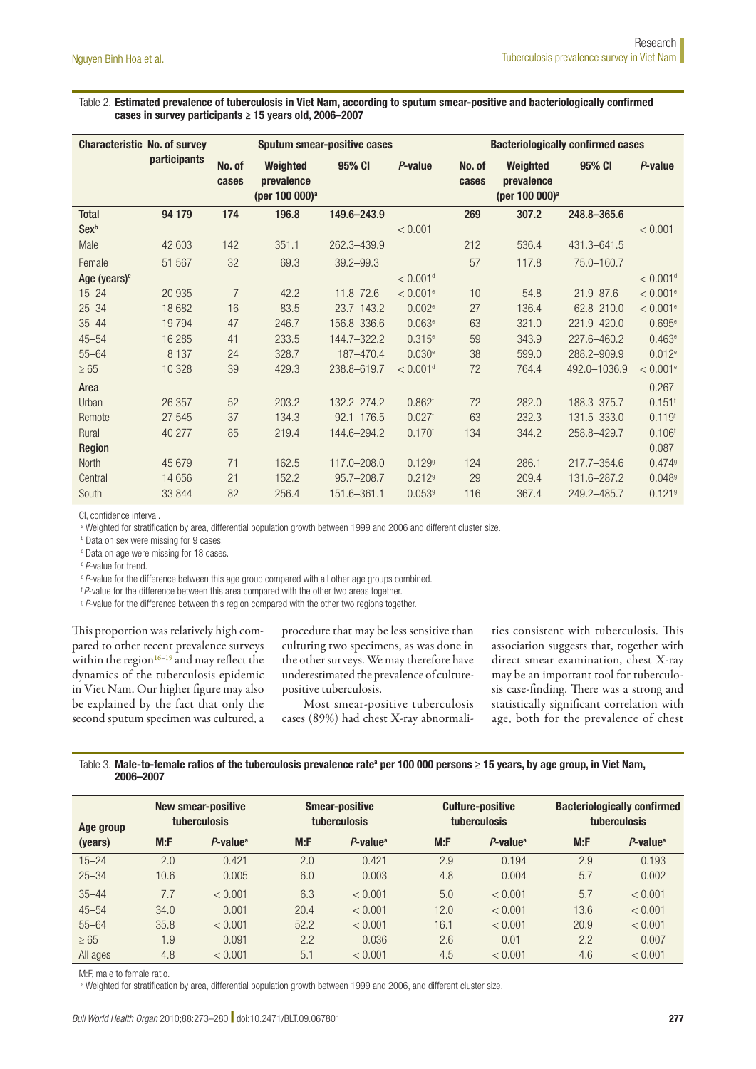Table 2. **Estimated prevalence of tuberculosis in Viet Nam, according to sputum smear-positive and bacteriologically confirmed cases in survey participants ≥ 15 years old, 2006–2007**

| Characteristic | No. of survey participants | Sputum smear-positive cases | | | | Bacteriologically confirmed cases | | | |
|---|---|---|---|---|---|---|---|---|---|
| | | No. of cases | Weighted prevalence (per 100 000)[a] | 95% CI | *P*-value | No. of cases | Weighted prevalence (per 100 000)[a] | 95% CI | *P*-value |
| **Total** | **94 179** | **174** | **196.8** | **149.6–243.9** | | **269** | **307.2** | **248.8–365.6** | |
| **Sex**[b] | | | | | < 0.001 | | | | < 0.001 |
| Male | 42 603 | 142 | 351.1 | 262.3–439.9 | | 212 | 536.4 | 431.3–641.5 | |
| Female | 51 567 | 32 | 69.3 | 39.2–99.3 | | 57 | 117.8 | 75.0–160.7 | |
| **Age (years)**[c] | | | | | < 0.001[d] | | | | < 0.001[d] |
| 15–24 | 20 935 | 7 | 42.2 | 11.8–72.6 | < 0.001[e] | 10 | 54.8 | 21.9–87.6 | < 0.001[e] |
| 25–34 | 18 682 | 16 | 83.5 | 23.7–143.2 | 0.002[e] | 27 | 136.4 | 62.8–210.0 | < 0.001[e] |
| 35–44 | 19 794 | 47 | 246.7 | 156.8–336.6 | 0.063[e] | 63 | 321.0 | 221.9–420.0 | 0.695[e] |
| 45–54 | 16 285 | 41 | 233.5 | 144.7–322.2 | 0.315[e] | 59 | 343.9 | 227.6–460.2 | 0.463[e] |
| 55–64 | 8 137 | 24 | 328.7 | 187–470.4 | 0.030[e] | 38 | 599.0 | 288.2–909.9 | 0.012[e] |
| ≥ 65 | 10 328 | 39 | 429.3 | 238.8–619.7 | < 0.001[d] | 72 | 764.4 | 492.0–1036.9 | < 0.001[e] |
| **Area** | | | | | | | | | 0.267 |
| Urban | 26 357 | 52 | 203.2 | 132.2–274.2 | 0.862[f] | 72 | 282.0 | 188.3–375.7 | 0.151[f] |
| Remote | 27 545 | 37 | 134.3 | 92.1–176.5 | 0.027[f] | 63 | 232.3 | 131.5–333.0 | 0.119[f] |
| Rural | 40 277 | 85 | 219.4 | 144.6–294.2 | 0.170[f] | 134 | 344.2 | 258.8–429.7 | 0.106[f] |
| **Region** | | | | | | | | | 0.087 |
| North | 45 679 | 71 | 162.5 | 117.0–208.0 | 0.129[g] | 124 | 286.1 | 217.7–354.6 | 0.474[g] |
| Central | 14 656 | 21 | 152.2 | 95.7–208.7 | 0.212[g] | 29 | 209.4 | 131.6–287.2 | 0.048[g] |
| South | 33 844 | 82 | 256.4 | 151.6–361.1 | 0.053[g] | 116 | 367.4 | 249.2–485.7 | 0.121[g] |

CI, confidence interval.

[a] Weighted for stratification by area, differential population growth between 1999 and 2006 and different cluster size.

[b] Data on sex were missing for 9 cases.

[c] Data on age were missing for 18 cases.

[d] *P*-value for trend.

[e] *P*-value for the difference between this age group compared with all other age groups combined.

[f] *P*-value for the difference between this area compared with the other two areas together.

[g] *P*-value for the difference between this region compared with the other two regions together.

This proportion was relatively high compared to other recent prevalence surveys within the region[16–19] and may reflect the dynamics of the tuberculosis epidemic in Viet Nam. Our higher figure may also be explained by the fact that only the second sputum specimen was cultured, a procedure that may be less sensitive than culturing two specimens, as was done in the other surveys. We may therefore have underestimated the prevalence of culture-positive tuberculosis.

Most smear-positive tuberculosis cases (89%) had chest X-ray abnormalities consistent with tuberculosis. This association suggests that, together with direct smear examination, chest X-ray may be an important tool for tuberculosis case-finding. There was a strong and statistically significant correlation with age, both for the prevalence of chest

Table 3. **Male-to-female ratios of the tuberculosis prevalence rate[a] per 100 000 persons ≥ 15 years, by age group, in Viet Nam, 2006–2007**

| Age group (years) | New smear-positive tuberculosis | | Smear-positive tuberculosis | | Culture-positive tuberculosis | | Bacteriologically confirmed tuberculosis | |
|---|---|---|---|---|---|---|---|---|
| | M:F | *P*-value[a] | M:F | *P*-value[a] | M:F | *P*-value[a] | M:F | *P*-value[a] |
| 15–24 | 2.0 | 0.421 | 2.0 | 0.421 | 2.9 | 0.194 | 2.9 | 0.193 |
| 25–34 | 10.6 | 0.005 | 6.0 | 0.003 | 4.8 | 0.004 | 5.7 | 0.002 |
| 35–44 | 7.7 | < 0.001 | 6.3 | < 0.001 | 5.0 | < 0.001 | 5.7 | < 0.001 |
| 45–54 | 34.0 | 0.001 | 20.4 | < 0.001 | 12.0 | < 0.001 | 13.6 | < 0.001 |
| 55–64 | 35.8 | < 0.001 | 52.2 | < 0.001 | 16.1 | < 0.001 | 20.9 | < 0.001 |
| ≥ 65 | 1.9 | 0.091 | 2.2 | 0.036 | 2.6 | 0.01 | 2.2 | 0.007 |
| All ages | 4.8 | < 0.001 | 5.1 | < 0.001 | 4.5 | < 0.001 | 4.6 | < 0.001 |

M:F, male to female ratio.

[a] Weighted for stratification by area, differential population growth between 1999 and 2006, and different cluster size.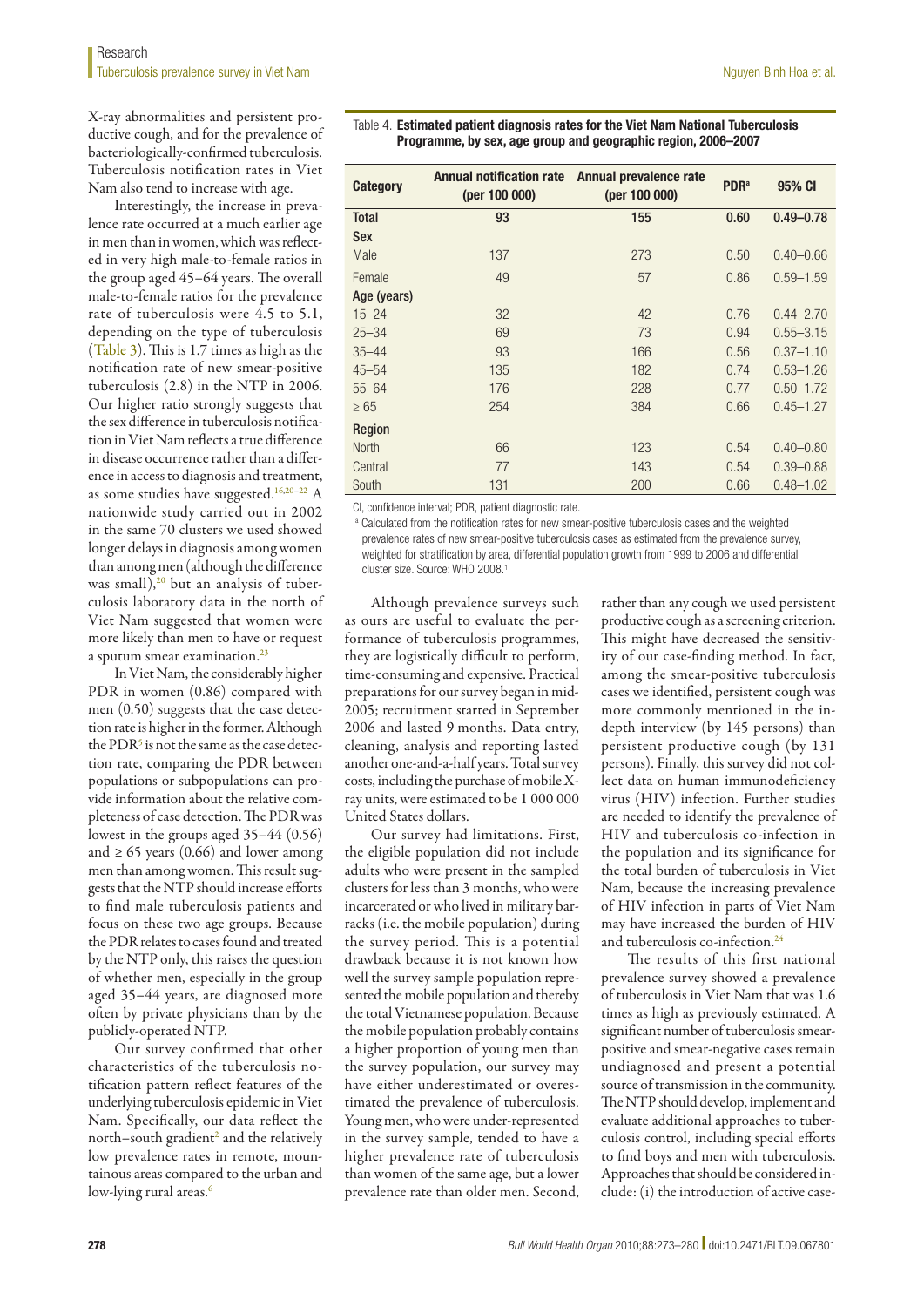X-ray abnormalities and persistent productive cough, and for the prevalence of bacteriologically-confirmed tuberculosis. Tuberculosis notification rates in Viet Nam also tend to increase with age.

Interestingly, the increase in prevalence rate occurred at a much earlier age in men than in women, which was reflected in very high male-to-female ratios in the group aged 45–64 years. The overall male-to-female ratios for the prevalence rate of tuberculosis were 4.5 to 5.1, depending on the type of tuberculosis (Table 3). This is 1.7 times as high as the notification rate of new smear-positive tuberculosis (2.8) in the NTP in 2006. Our higher ratio strongly suggests that the sex difference in tuberculosis notification in Viet Nam reflects a true difference in disease occurrence rather than a difference in access to diagnosis and treatment, as some studies have suggested.[16,20–22] A nationwide study carried out in 2002 in the same 70 clusters we used showed longer delays in diagnosis among women than among men (although the difference was small),[20] but an analysis of tuberculosis laboratory data in the north of Viet Nam suggested that women were more likely than men to have or request a sputum smear examination.[23]

In Viet Nam, the considerably higher PDR in women (0.86) compared with men (0.50) suggests that the case detection rate is higher in the former. Although the PDR[5] is not the same as the case detection rate, comparing the PDR between populations or subpopulations can provide information about the relative completeness of case detection. The PDR was lowest in the groups aged 35–44 (0.56) and ≥ 65 years (0.66) and lower among men than among women. This result suggests that the NTP should increase efforts to find male tuberculosis patients and focus on these two age groups. Because the PDR relates to cases found and treated by the NTP only, this raises the question of whether men, especially in the group aged 35–44 years, are diagnosed more often by private physicians than by the publicly-operated NTP.

Our survey confirmed that other characteristics of the tuberculosis notification pattern reflect features of the underlying tuberculosis epidemic in Viet Nam. Specifically, our data reflect the north–south gradient[2] and the relatively low prevalence rates in remote, mountainous areas compared to the urban and low-lying rural areas.[6]

Table 4. **Estimated patient diagnosis rates for the Viet Nam National Tuberculosis Programme, by sex, age group and geographic region, 2006–2007**

| Category | Annual notification rate (per 100 000) | Annual prevalence rate (per 100 000) | PDR[a] | 95% CI |
|---|---|---|---|---|
| **Total** | **93** | **155** | **0.60** | **0.49–0.78** |
| **Sex** | | | | |
| Male | 137 | 273 | 0.50 | 0.40–0.66 |
| Female | 49 | 57 | 0.86 | 0.59–1.59 |
| **Age (years)** | | | | |
| 15–24 | 32 | 42 | 0.76 | 0.44–2.70 |
| 25–34 | 69 | 73 | 0.94 | 0.55–3.15 |
| 35–44 | 93 | 166 | 0.56 | 0.37–1.10 |
| 45–54 | 135 | 182 | 0.74 | 0.53–1.26 |
| 55–64 | 176 | 228 | 0.77 | 0.50–1.72 |
| ≥ 65 | 254 | 384 | 0.66 | 0.45–1.27 |
| **Region** | | | | |
| North | 66 | 123 | 0.54 | 0.40–0.80 |
| Central | 77 | 143 | 0.54 | 0.39–0.88 |
| South | 131 | 200 | 0.66 | 0.48–1.02 |

CI, confidence interval; PDR, patient diagnostic rate.

[a] Calculated from the notification rates for new smear-positive tuberculosis cases and the weighted prevalence rates of new smear-positive tuberculosis cases as estimated from the prevalence survey, weighted for stratification by area, differential population growth from 1999 to 2006 and differential cluster size. Source: WHO 2008.[1]

Although prevalence surveys such as ours are useful to evaluate the performance of tuberculosis programmes, they are logistically difficult to perform, time-consuming and expensive. Practical preparations for our survey began in mid-2005; recruitment started in September 2006 and lasted 9 months. Data entry, cleaning, analysis and reporting lasted another one-and-a-half years. Total survey costs, including the purchase of mobile X-ray units, were estimated to be 1 000 000 United States dollars.

Our survey had limitations. First, the eligible population did not include adults who were present in the sampled clusters for less than 3 months, who were incarcerated or who lived in military barracks (i.e. the mobile population) during the survey period. This is a potential drawback because it is not known how well the survey sample population represented the mobile population and thereby the total Vietnamese population. Because the mobile population probably contains a higher proportion of young men than the survey population, our survey may have either underestimated or overestimated the prevalence of tuberculosis. Young men, who were under-represented in the survey sample, tended to have a higher prevalence rate of tuberculosis than women of the same age, but a lower prevalence rate than older men. Second, rather than any cough we used persistent productive cough as a screening criterion. This might have decreased the sensitivity of our case-finding method. In fact, among the smear-positive tuberculosis cases we identified, persistent cough was more commonly mentioned in the in-depth interview (by 145 persons) than persistent productive cough (by 131 persons). Finally, this survey did not collect data on human immunodeficiency virus (HIV) infection. Further studies are needed to identify the prevalence of HIV and tuberculosis co-infection in the population and its significance for the total burden of tuberculosis in Viet Nam, because the increasing prevalence of HIV infection in parts of Viet Nam may have increased the burden of HIV and tuberculosis co-infection.[24]

The results of this first national prevalence survey showed a prevalence of tuberculosis in Viet Nam that was 1.6 times as high as previously estimated. A significant number of tuberculosis smear-positive and smear-negative cases remain undiagnosed and present a potential source of transmission in the community. The NTP should develop, implement and evaluate additional approaches to tuberculosis control, including special efforts to find boys and men with tuberculosis. Approaches that should be considered include: (i) the introduction of active case-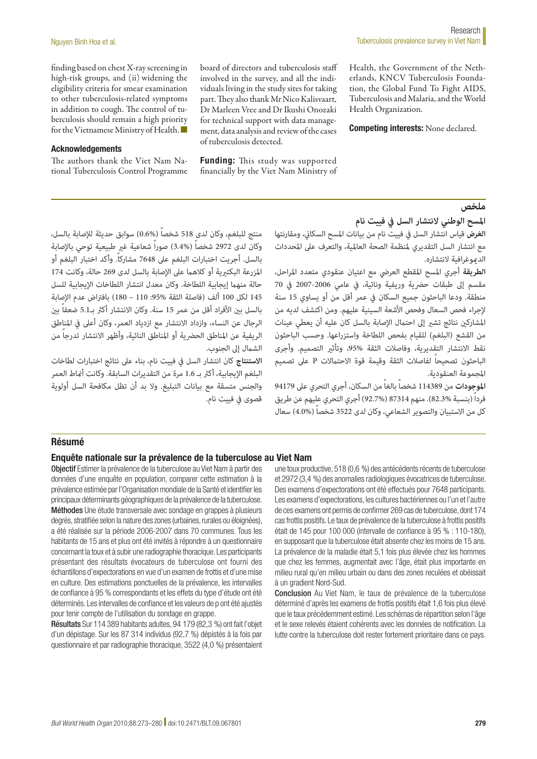finding based on chest X-ray screening in high-risk groups, and (ii) widening the eligibility criteria for smear examination to other tuberculosis-related symptoms in addition to cough. The control of tuberculosis should remain a high priority for the Vietnamese Ministry of Health. ■

### Acknowledgements

The authors thank the Viet Nam National Tuberculosis Control Programme board of directors and tuberculosis staff involved in the survey, and all the individuals living in the study sites for taking part. They also thank Mr Nico Kalisvaart, Dr Marleen Vree and Dr Ikushi Onozaki for technical support with data management, data analysis and review of the cases of tuberculosis detected.

**Funding:** This study was supported financially by the Viet Nam Ministry of Health, the Government of the Netherlands, KNCV Tuberculosis Foundation, the Global Fund To Fight AIDS, Tuberculosis and Malaria, and the World Health Organization.

**Competing interests:** None declared.

## ملخص

### المسح الوطني لانتشار السل في فييت نام

**الغرض** قياس انتشار السل في فييت نام من بيانات المسح السكاني، ومقارنتها مع انتشار السل التقديري لمنظمة الصحة العالمية، والتعرف على المحددات الديموغرافية لانتشاره.

**الطريقة** أجري المسح المقطع العرضي مع اعتيان عنقودي متعدد المراحل، مقسم إلى طبقات حضرية وريفية ونائية، في عامي 2006-2007 في 70 منطقة. ودعا الباحثون جميع السكان في عمر أقل من أو يساوي 15 سنة لإجراء فحص السعال وفحص الأشعة السينية عليهم. ومن اكتشف لديه من المشاركين نتائج تشير إلى احتمال الإصابة بالسل كان عليه أن يعطي عينات من القشع (البلغم) للقيام بفحص اللطاخة واستزراعها. وحسب الباحثون نقط الانتشار التقديرية، وفاصلات الثقة 95%، وتأثير التصميم. وأجرى الباحثون تصحيحاً لفاصلات الثقة وقيمة قوة الاحتمالات P على تصميم المجموعة العنقودية.

**الموجودات** من 114389 شخصاً بالغاً من السكان، أجري التحري على 94179 فرداً (بنسبة 82.3%). منهم 87314 (92.7%) أجري التحري عليهم عن طريق كل من الاستبيان والتصوير الشعاعي، وكان لدى 3522 شخصاً (4.0%) سعال منتج للبلغم، وكان لدى 518 شخصاً (0.6%) سوابق حديثة للإصابة بالسل، وكان لدى 2972 شخصاً (3.4%) صوراً شعاعية غير طبيعية توحي بالإصابة بالسل. أجريت اختبارات البلغم على 7648 مشاركاً. وأكد اختبار البلغم أو المزرعة البكتيرية أو كلاهما على الإصابة بالسل لدى 269 حالة، وكانت 174 حالة منها إيجابية اللطاخة. وكان معدل انتشار اللطاخات الإيجابية للسل 145 لكل 100 ألف (فاصلة الثقة 95%: 110 – 180) بافتراض عدم الإصابة بالسل بين الأفراد أقل من عمر 15 سنة. وكان الانتشار أكثر بـ5.1 ضعفاً بين الرجال عن النساء، وازداد الانتشار مع ازدياد العمر، وكان أعلى في المناطق الريفية عن المناطق الحضرية أو المناطق النائية، وأظهر الانتشار تدرجاً من الشمال إلى الجنوب.

**الاستنتاج** كان انتشار السل في فييت نام، بناء على نتائج اختبارات لطاخات البلغم الإيجابية، أكثر بـ 1.6 مرة من التقديرات السابقة. وكانت أنماط العمر والجنس متسقة مع بيانات التبليغ. ولا بد أن تظل مكافحة السل أولوية قصوى في فييت نام.

## Résumé

### Enquête nationale sur la prévalence de la tuberculose au Viet Nam

**Objectif** Estimer la prévalence de la tuberculose au Viet Nam à partir des données d'une enquête en population, comparer cette estimation à la prévalence estimée par l'Organisation mondiale de la Santé et identifier les principaux déterminants géographiques de la prévalence de la tuberculose.

**Méthodes** Une étude transversale avec sondage en grappes à plusieurs degrés, stratifiée selon la nature des zones (urbaines, rurales ou éloignées), a été réalisée sur la période 2006-2007 dans 70 communes. Tous les habitants de 15 ans et plus ont été invités à répondre à un questionnaire concernant la toux et à subir une radiographie thoracique. Les participants présentant des résultats évocateurs de tuberculose ont fourni des échantillons d'expectorations en vue d'un examen de frottis et d'une mise en culture. Des estimations ponctuelles de la prévalence, les intervalles de confiance à 95 % correspondants et les effets du type d'étude ont été déterminés. Les intervalles de confiance et les valeurs de p ont été ajustés pour tenir compte de l'utilisation du sondage en grappe.

**Résultats** Sur 114 389 habitants adultes, 94 179 (82,3 %) ont fait l'objet d'un dépistage. Sur les 87 314 individus (92,7 %) dépistés à la fois par questionnaire et par radiographie thoracique, 3522 (4,0 %) présentaient une toux productive, 518 (0,6 %) des antécédents récents de tuberculose et 2972 (3,4 %) des anomalies radiologiques évocatrices de tuberculose. Des examens d'expectorations ont été effectués pour 7648 participants. Les examens d'expectorations, les cultures bactériennes ou l'un et l'autre de ces examens ont permis de confirmer 269 cas de tuberculose, dont 174 cas frottis positifs. Le taux de prévalence de la tuberculose à frottis positifs était de 145 pour 100 000 (intervalle de confiance à 95 % : 110-180), en supposant que la tuberculose était absente chez les moins de 15 ans. La prévalence de la maladie était 5,1 fois plus élevée chez les hommes que chez les femmes, augmentait avec l'âge, était plus importante en milieu rural qu'en milieu urbain ou dans des zones reculées et obéissait à un gradient Nord-Sud.

**Conclusion** Au Viet Nam, le taux de prévalence de la tuberculose déterminé d'après les examens de frottis positifs était 1,6 fois plus élevé que le taux précédemment estimé. Les schémas de répartition selon l'âge et le sexe relevés étaient cohérents avec les données de notification. La lutte contre la tuberculose doit rester fortement prioritaire dans ce pays.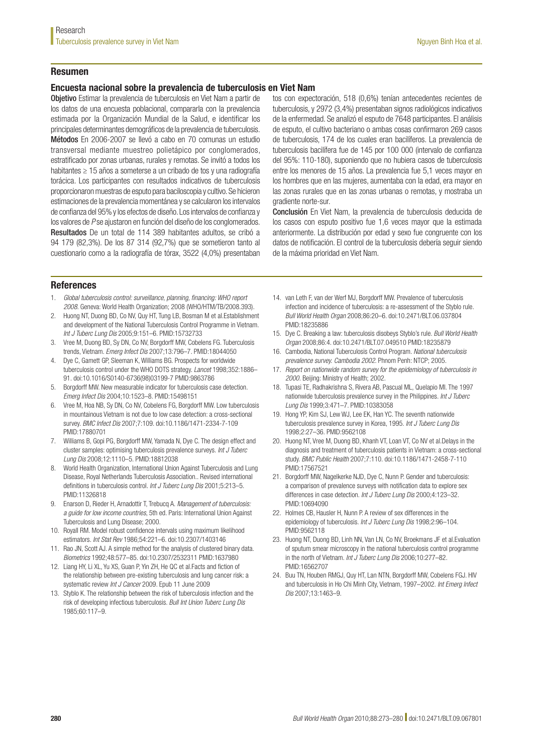## Resumen

### Encuesta nacional sobre la prevalencia de tuberculosis en Viet Nam

**Objetivo** Estimar la prevalencia de tuberculosis en Viet Nam a partir de los datos de una encuesta poblacional, compararla con la prevalencia estimada por la Organización Mundial de la Salud, e identificar los principales determinantes demográficos de la prevalencia de tuberculosis.

**Métodos** En 2006-2007 se llevó a cabo en 70 comunas un estudio transversal mediante muestreo polietápico por conglomerados, estratificado por zonas urbanas, rurales y remotas. Se invitó a todos los habitantes ≥ 15 años a someterse a un cribado de tos y una radiografía torácica. Los participantes con resultados indicativos de tuberculosis proporcionaron muestras de esputo para baciloscopia y cultivo. Se hicieron estimaciones de la prevalencia momentánea y se calcularon los intervalos de confianza del 95% y los efectos de diseño. Los intervalos de confianza y los valores de *P* se ajustaron en función del diseño de los conglomerados.

**Resultados** De un total de 114 389 habitantes adultos, se cribó a 94 179 (82,3%). De los 87 314 (92,7%) que se sometieron tanto al cuestionario como a la radiografía de tórax, 3522 (4,0%) presentaban tos con expectoración, 518 (0,6%) tenían antecedentes recientes de tuberculosis, y 2972 (3,4%) presentaban signos radiológicos indicativos de la enfermedad. Se analizó el esputo de 7648 participantes. El análisis de esputo, el cultivo bacteriano o ambas cosas confirmaron 269 casos de tuberculosis, 174 de los cuales eran bacilíferos. La prevalencia de tuberculosis bacilífera fue de 145 por 100 000 (intervalo de confianza del 95%: 110-180), suponiendo que no hubiera casos de tuberculosis entre los menores de 15 años. La prevalencia fue 5,1 veces mayor en los hombres que en las mujeres, aumentaba con la edad, era mayor en las zonas rurales que en las zonas urbanas o remotas, y mostraba un gradiente norte-sur.

**Conclusión** En Viet Nam, la prevalencia de tuberculosis deducida de los casos con esputo positivo fue 1,6 veces mayor que la estimada anteriormente. La distribución por edad y sexo fue congruente con los datos de notificación. El control de la tuberculosis debería seguir siendo de la máxima prioridad en Viet Nam.

## References

1. *Global tuberculosis control: surveillance, planning, financing: WHO report 2008.* Geneva: World Health Organization; 2008 (WHO/HTM/TB/2008.393).
2. Huong NT, Duong BD, Co NV, Quy HT, Tung LB, Bosman M et al.Establishment and development of the National Tuberculosis Control Programme in Vietnam. *Int J Tuberc Lung Dis* 2005;9:151–6. PMID:15732733
3. Vree M, Duong BD, Sy DN, Co NV, Borgdorff MW, Cobelens FG. Tuberculosis trends, Vietnam. *Emerg Infect Dis* 2007;13:796–7. PMID:18044050
4. Dye C, Garnett GP, Sleeman K, Williams BG. Prospects for worldwide tuberculosis control under the WHO DOTS strategy. *Lancet* 1998;352:1886–91. doi:10.1016/S0140-6736(98)03199-7 PMID:9863786
5. Borgdorff MW. New measurable indicator for tuberculosis case detection. *Emerg Infect Dis* 2004;10:1523–8. PMID:15498151
6. Vree M, Hoa NB, Sy DN, Co NV, Cobelens FG, Borgdorff MW. Low tuberculosis in mountainous Vietnam is not due to low case detection: a cross-sectional survey. *BMC Infect Dis* 2007;7:109. doi:10.1186/1471-2334-7-109 PMID:17880701
7. Williams B, Gopi PG, Borgdorff MW, Yamada N, Dye C. The design effect and cluster samples: optimising tuberculosis prevalence surveys. *Int J Tuberc Lung Dis* 2008;12:1110–5. PMID:18812038
8. World Health Organization, International Union Against Tuberculosis and Lung Disease, Royal Netherlands Tuberculosis Association.. Revised international definitions in tuberculosis control. *Int J Tuberc Lung Dis* 2001;5:213–5. PMID:11326818
9. Enarson D, Rieder H, Arnadottir T, Trebucq A. *Management of tuberculosis: a guide for low income countries*, 5th ed. Paris: International Union Against Tuberculosis and Lung Disease; 2000.
10. Royall RM. Model robust confidence intervals using maximum likelihood estimators. *Int Stat Rev* 1986;54:221–6. doi:10.2307/1403146
11. Rao JN, Scott AJ. A simple method for the analysis of clustered binary data. *Biometrics* 1992;48:577–85. doi:10.2307/2532311 PMID:1637980
12. Liang HY, Li XL, Yu XS, Guan P, Yin ZH, He QC et al.Facts and fiction of the relationship between pre-existing tuberculosis and lung cancer risk: a systematic review *Int J Cancer* 2009. Epub 11 June 2009
13. Styblo K. The relationship between the risk of tuberculosis infection and the risk of developing infectious tuberculosis. *Bull Int Union Tuberc Lung Dis* 1985;60:117–9.
14. van Leth F, van der Werf MJ, Borgdorff MW. Prevalence of tuberculosis infection and incidence of tuberculosis: a re-assessment of the Styblo rule. *Bull World Health Organ* 2008;86:20–6. doi:10.2471/BLT.06.037804 PMID:18235886
15. Dye C. Breaking a law: tuberculosis disobeys Styblo's rule. *Bull World Health Organ* 2008;86:4. doi:10.2471/BLT.07.049510 PMID:18235879
16. Cambodia, National Tuberculosis Control Program. *National tuberculosis prevalence survey. Cambodia 2002.* Phnom Penh: NTCP; 2005.
17. *Report on nationwide random survey for the epidemiology of tuberculosis in 2000.* Beijing: Ministry of Health; 2002.
18. Tupasi TE, Radhakrishna S, Rivera AB, Pascual ML, Quelapio MI. The 1997 nationwide tuberculosis prevalence survey in the Philippines. *Int J Tuberc Lung Dis* 1999;3:471–7. PMID:10383058
19. Hong YP, Kim SJ, Lew WJ, Lee EK, Han YC. The seventh nationwide tuberculosis prevalence survey in Korea, 1995. *Int J Tuberc Lung Dis* 1998;2:27–36. PMID:9562108
20. Huong NT, Vree M, Duong BD, Khanh VT, Loan VT, Co NV et al.Delays in the diagnosis and treatment of tuberculosis patients in Vietnam: a cross-sectional study. *BMC Public Health* 2007;7:110. doi:10.1186/1471-2458-7-110 PMID:17567521
21. Borgdorff MW, Nagelkerke NJD, Dye C, Nunn P. Gender and tuberculosis: a comparison of prevalence surveys with notification data to explore sex differences in case detection. *Int J Tuberc Lung Dis* 2000;4:123–32. PMID:10694090
22. Holmes CB, Hausler H, Nunn P. A review of sex differences in the epidemiology of tuberculosis. *Int J Tuberc Lung Dis* 1998;2:96–104. PMID:9562118
23. Huong NT, Duong BD, Linh NN, Van LN, Co NV, Broekmans JF et al.Evaluation of sputum smear microscopy in the national tuberculosis control programme in the north of Vietnam. *Int J Tuberc Lung Dis* 2006;10:277–82. PMID:16562707
24. Buu TN, Houben RMGJ, Quy HT, Lan NTN, Borgdorff MW, Cobelens FGJ. HIV and tuberculosis in Ho Chi Minh City, Vietnam, 1997–2002. *Int Emerg Infect Dis* 2007;13:1463–9.